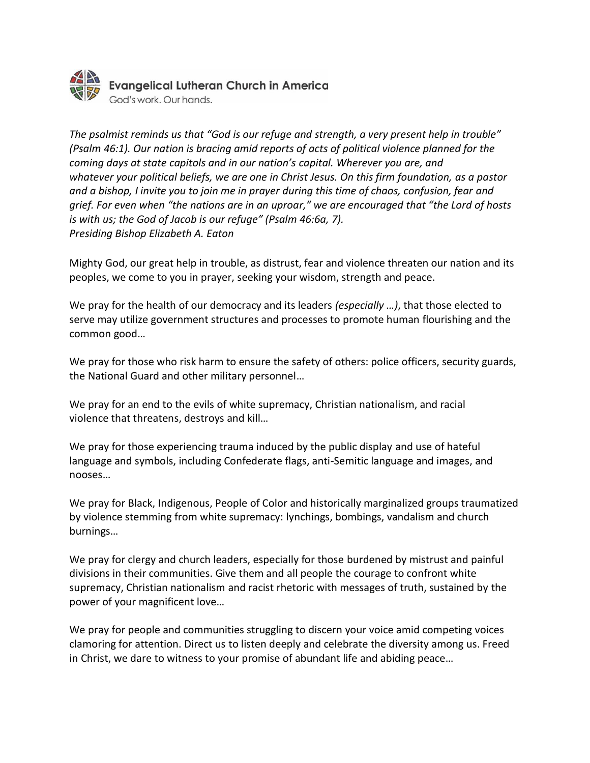**Evangelical Lutheran Church in America**
God's work. Our hands.

*The psalmist reminds us that "God is our refuge and strength, a very present help in trouble" (Psalm 46:1). Our nation is bracing amid reports of acts of political violence planned for the coming days at state capitols and in our nation's capital. Wherever you are, and whatever your political beliefs, we are one in Christ Jesus. On this firm foundation, as a pastor and a bishop, I invite you to join me in prayer during this time of chaos, confusion, fear and grief. For even when "the nations are in an uproar," we are encouraged that "the Lord of hosts is with us; the God of Jacob is our refuge" (Psalm 46:6a, 7).*
*Presiding Bishop Elizabeth A. Eaton*

Mighty God, our great help in trouble, as distrust, fear and violence threaten our nation and its peoples, we come to you in prayer, seeking your wisdom, strength and peace.

We pray for the health of our democracy and its leaders *(especially …)*, that those elected to serve may utilize government structures and processes to promote human flourishing and the common good…

We pray for those who risk harm to ensure the safety of others: police officers, security guards, the National Guard and other military personnel…

We pray for an end to the evils of white supremacy, Christian nationalism, and racial violence that threatens, destroys and kill…

We pray for those experiencing trauma induced by the public display and use of hateful language and symbols, including Confederate flags, anti-Semitic language and images, and nooses…

We pray for Black, Indigenous, People of Color and historically marginalized groups traumatized by violence stemming from white supremacy: lynchings, bombings, vandalism and church burnings…

We pray for clergy and church leaders, especially for those burdened by mistrust and painful divisions in their communities. Give them and all people the courage to confront white supremacy, Christian nationalism and racist rhetoric with messages of truth, sustained by the power of your magnificent love…

We pray for people and communities struggling to discern your voice amid competing voices clamoring for attention. Direct us to listen deeply and celebrate the diversity among us. Freed in Christ, we dare to witness to your promise of abundant life and abiding peace…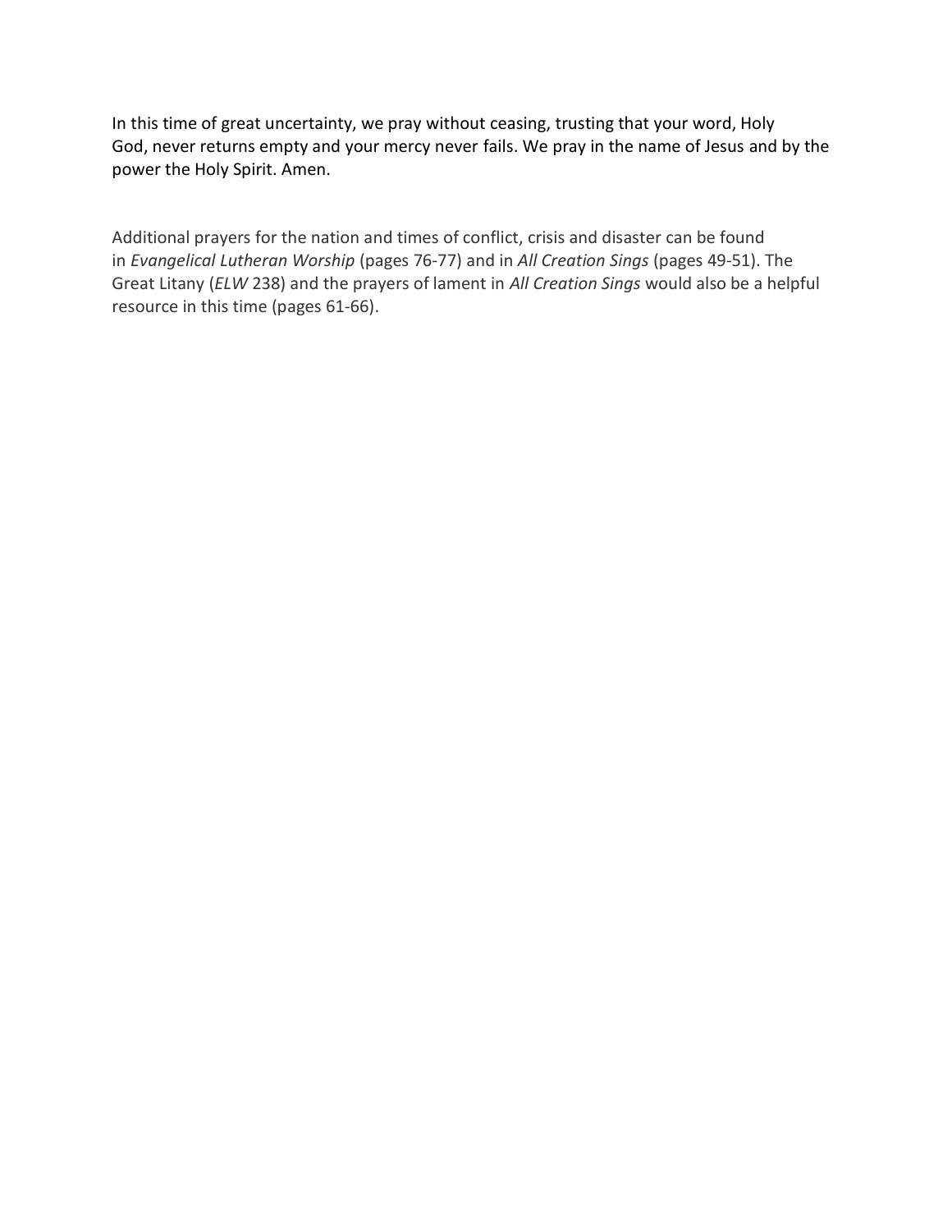In this time of great uncertainty, we pray without ceasing, trusting that your word, Holy God, never returns empty and your mercy never fails. We pray in the name of Jesus and by the power the Holy Spirit. Amen.

Additional prayers for the nation and times of conflict, crisis and disaster can be found in *Evangelical Lutheran Worship* (pages 76-77) and in *All Creation Sings* (pages 49-51). The Great Litany (*ELW* 238) and the prayers of lament in *All Creation Sings* would also be a helpful resource in this time (pages 61-66).